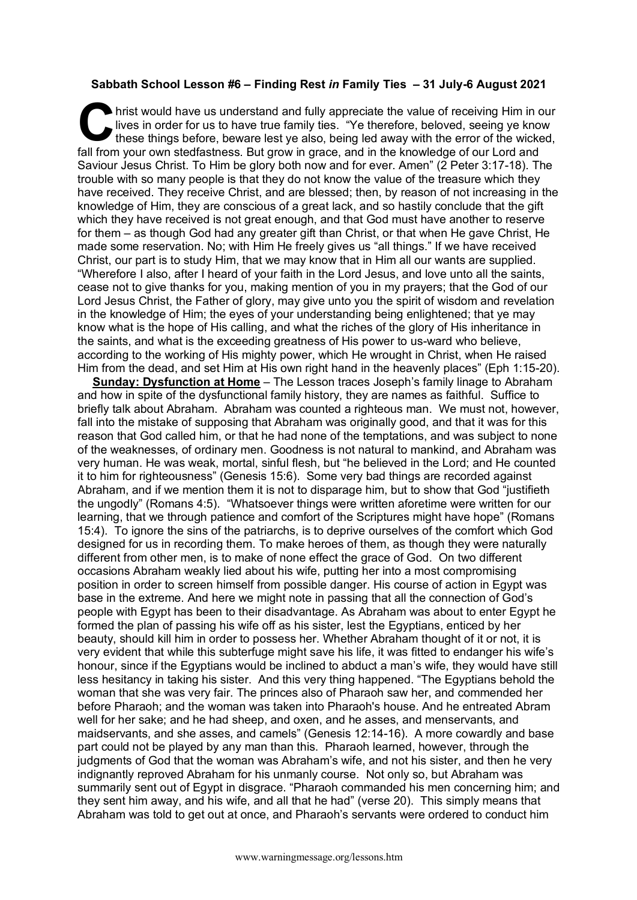**Sabbath School Lesson #6 – Finding Rest *in* Family Ties – 31 July-6 August 2021**

Christ would have us understand and fully appreciate the value of receiving Him in our lives in order for us to have true family ties. "Ye therefore, beloved, seeing ye know these things before, beware lest ye also, being led away with the error of the wicked, fall from your own stedfastness. But grow in grace, and in the knowledge of our Lord and Saviour Jesus Christ. To Him be glory both now and for ever. Amen" (2 Peter 3:17-18). The trouble with so many people is that they do not know the value of the treasure which they have received. They receive Christ, and are blessed; then, by reason of not increasing in the knowledge of Him, they are conscious of a great lack, and so hastily conclude that the gift which they have received is not great enough, and that God must have another to reserve for them – as though God had any greater gift than Christ, or that when He gave Christ, He made some reservation. No; with Him He freely gives us "all things." If we have received Christ, our part is to study Him, that we may know that in Him all our wants are supplied. "Wherefore I also, after I heard of your faith in the Lord Jesus, and love unto all the saints, cease not to give thanks for you, making mention of you in my prayers; that the God of our Lord Jesus Christ, the Father of glory, may give unto you the spirit of wisdom and revelation in the knowledge of Him; the eyes of your understanding being enlightened; that ye may know what is the hope of His calling, and what the riches of the glory of His inheritance in the saints, and what is the exceeding greatness of His power to us-ward who believe, according to the working of His mighty power, which He wrought in Christ, when He raised Him from the dead, and set Him at His own right hand in the heavenly places" (Eph 1:15-20).

**Sunday: Dysfunction at Home** – The Lesson traces Joseph's family linage to Abraham and how in spite of the dysfunctional family history, they are names as faithful. Suffice to briefly talk about Abraham. Abraham was counted a righteous man. We must not, however, fall into the mistake of supposing that Abraham was originally good, and that it was for this reason that God called him, or that he had none of the temptations, and was subject to none of the weaknesses, of ordinary men. Goodness is not natural to mankind, and Abraham was very human. He was weak, mortal, sinful flesh, but "he believed in the Lord; and He counted it to him for righteousness" (Genesis 15:6). Some very bad things are recorded against Abraham, and if we mention them it is not to disparage him, but to show that God "justifieth the ungodly" (Romans 4:5). "Whatsoever things were written aforetime were written for our learning, that we through patience and comfort of the Scriptures might have hope" (Romans 15:4). To ignore the sins of the patriarchs, is to deprive ourselves of the comfort which God designed for us in recording them. To make heroes of them, as though they were naturally different from other men, is to make of none effect the grace of God. On two different occasions Abraham weakly lied about his wife, putting her into a most compromising position in order to screen himself from possible danger. His course of action in Egypt was base in the extreme. And here we might note in passing that all the connection of God's people with Egypt has been to their disadvantage. As Abraham was about to enter Egypt he formed the plan of passing his wife off as his sister, lest the Egyptians, enticed by her beauty, should kill him in order to possess her. Whether Abraham thought of it or not, it is very evident that while this subterfuge might save his life, it was fitted to endanger his wife's honour, since if the Egyptians would be inclined to abduct a man's wife, they would have still less hesitancy in taking his sister. And this very thing happened. "The Egyptians behold the woman that she was very fair. The princes also of Pharaoh saw her, and commended her before Pharaoh; and the woman was taken into Pharaoh's house. And he entreated Abram well for her sake; and he had sheep, and oxen, and he asses, and menservants, and maidservants, and she asses, and camels" (Genesis 12:14-16). A more cowardly and base part could not be played by any man than this. Pharaoh learned, however, through the judgments of God that the woman was Abraham's wife, and not his sister, and then he very indignantly reproved Abraham for his unmanly course. Not only so, but Abraham was summarily sent out of Egypt in disgrace. "Pharaoh commanded his men concerning him; and they sent him away, and his wife, and all that he had" (verse 20). This simply means that Abraham was told to get out at once, and Pharaoh's servants were ordered to conduct him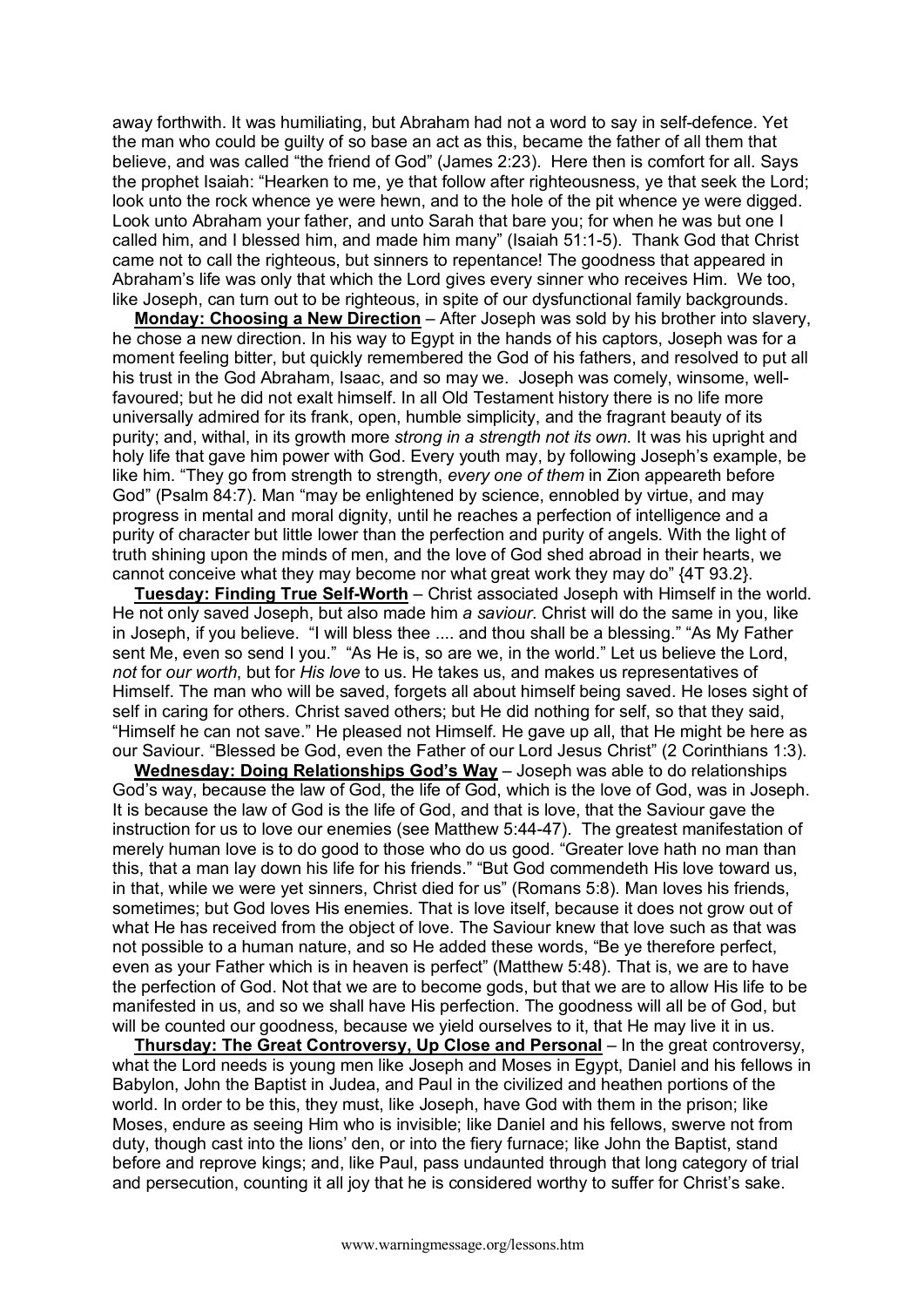away forthwith. It was humiliating, but Abraham had not a word to say in self-defence. Yet the man who could be guilty of so base an act as this, became the father of all them that believe, and was called "the friend of God" (James 2:23). Here then is comfort for all. Says the prophet Isaiah: "Hearken to me, ye that follow after righteousness, ye that seek the Lord; look unto the rock whence ye were hewn, and to the hole of the pit whence ye were digged. Look unto Abraham your father, and unto Sarah that bare you; for when he was but one I called him, and I blessed him, and made him many" (Isaiah 51:1-5). Thank God that Christ came not to call the righteous, but sinners to repentance! The goodness that appeared in Abraham's life was only that which the Lord gives every sinner who receives Him. We too, like Joseph, can turn out to be righteous, in spite of our dysfunctional family backgrounds.

**Monday: Choosing a New Direction** – After Joseph was sold by his brother into slavery, he chose a new direction. In his way to Egypt in the hands of his captors, Joseph was for a moment feeling bitter, but quickly remembered the God of his fathers, and resolved to put all his trust in the God Abraham, Isaac, and so may we. Joseph was comely, winsome, well-favoured; but he did not exalt himself. In all Old Testament history there is no life more universally admired for its frank, open, humble simplicity, and the fragrant beauty of its purity; and, withal, in its growth more *strong in a strength not its own*. It was his upright and holy life that gave him power with God. Every youth may, by following Joseph's example, be like him. "They go from strength to strength, *every one of them* in Zion appeareth before God" (Psalm 84:7). Man "may be enlightened by science, ennobled by virtue, and may progress in mental and moral dignity, until he reaches a perfection of intelligence and a purity of character but little lower than the perfection and purity of angels. With the light of truth shining upon the minds of men, and the love of God shed abroad in their hearts, we cannot conceive what they may become nor what great work they may do" {4T 93.2}.

**Tuesday: Finding True Self-Worth** – Christ associated Joseph with Himself in the world. He not only saved Joseph, but also made him *a saviour*. Christ will do the same in you, like in Joseph, if you believe. "I will bless thee .... and thou shall be a blessing." "As My Father sent Me, even so send I you." "As He is, so are we, in the world." Let us believe the Lord, *not* for *our worth*, but for *His love* to us. He takes us, and makes us representatives of Himself. The man who will be saved, forgets all about himself being saved. He loses sight of self in caring for others. Christ saved others; but He did nothing for self, so that they said, "Himself he can not save." He pleased not Himself. He gave up all, that He might be here as our Saviour. "Blessed be God, even the Father of our Lord Jesus Christ" (2 Corinthians 1:3).

**Wednesday: Doing Relationships God's Way** – Joseph was able to do relationships God's way, because the law of God, the life of God, which is the love of God, was in Joseph. It is because the law of God is the life of God, and that is love, that the Saviour gave the instruction for us to love our enemies (see Matthew 5:44-47). The greatest manifestation of merely human love is to do good to those who do us good. "Greater love hath no man than this, that a man lay down his life for his friends." "But God commendeth His love toward us, in that, while we were yet sinners, Christ died for us" (Romans 5:8). Man loves his friends, sometimes; but God loves His enemies. That is love itself, because it does not grow out of what He has received from the object of love. The Saviour knew that love such as that was not possible to a human nature, and so He added these words, "Be ye therefore perfect, even as your Father which is in heaven is perfect" (Matthew 5:48). That is, we are to have the perfection of God. Not that we are to become gods, but that we are to allow His life to be manifested in us, and so we shall have His perfection. The goodness will all be of God, but will be counted our goodness, because we yield ourselves to it, that He may live it in us.

**Thursday: The Great Controversy, Up Close and Personal** – In the great controversy, what the Lord needs is young men like Joseph and Moses in Egypt, Daniel and his fellows in Babylon, John the Baptist in Judea, and Paul in the civilized and heathen portions of the world. In order to be this, they must, like Joseph, have God with them in the prison; like Moses, endure as seeing Him who is invisible; like Daniel and his fellows, swerve not from duty, though cast into the lions' den, or into the fiery furnace; like John the Baptist, stand before and reprove kings; and, like Paul, pass undaunted through that long category of trial and persecution, counting it all joy that he is considered worthy to suffer for Christ's sake.